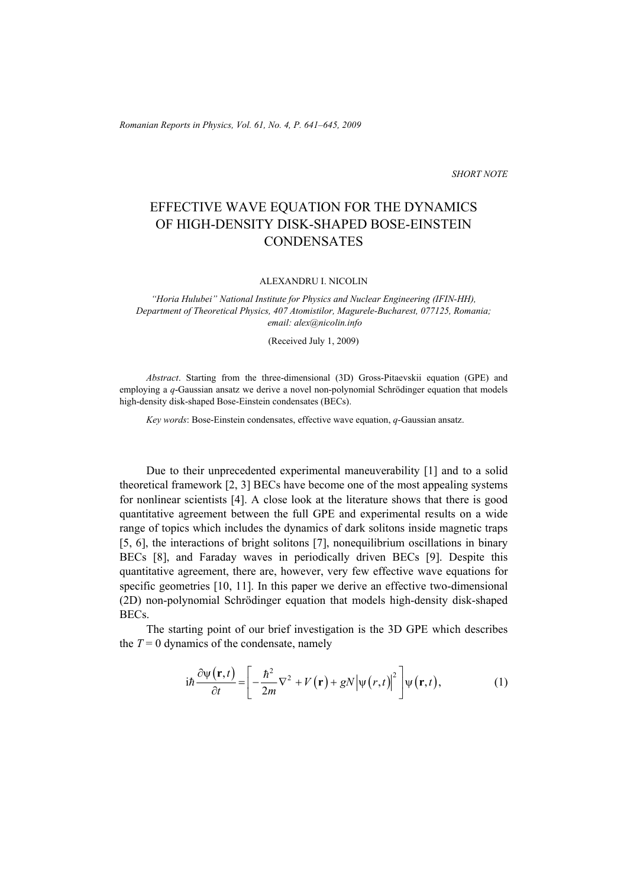SHORT NOTE

# EFFECTIVE WAVE EQUATION FOR THE DYNAMICS OF HIGH-DENSITY DISK-SHAPED BOSE-EINSTEIN CONDENSATES

ALEXANDRU I. NICOLIN

*"Horia Hulubei" National Institute for Physics and Nuclear Engineering (IFIN-HH), Department of Theoretical Physics, 407 Atomistilor, Magurele-Bucharest, 077125, Romania; email: alex@nicolin.info*

(Received July 1, 2009)

*Abstract*. Starting from the three-dimensional (3D) Gross-Pitaevskii equation (GPE) and employing a $q$-Gaussian ansatz we derive a novel non-polynomial Schrödinger equation that models high-density disk-shaped Bose-Einstein condensates (BECs).

*Key words*: Bose-Einstein condensates, effective wave equation, $q$-Gaussian ansatz.

Due to their unprecedented experimental maneuverability [1] and to a solid theoretical framework [2, 3] BECs have become one of the most appealing systems for nonlinear scientists [4]. A close look at the literature shows that there is good quantitative agreement between the full GPE and experimental results on a wide range of topics which includes the dynamics of dark solitons inside magnetic traps [5, 6], the interactions of bright solitons [7], nonequilibrium oscillations in binary BECs [8], and Faraday waves in periodically driven BECs [9]. Despite this quantitative agreement, there are, however, very few effective wave equations for specific geometries [10, 11]. In this paper we derive an effective two-dimensional (2D) non-polynomial Schrödinger equation that models high-density disk-shaped BECs.

The starting point of our brief investigation is the 3D GPE which describes the $T = 0$ dynamics of the condensate, namely

$$i\hbar\frac{\partial\psi(\mathbf{r},t)}{\partial t} = \left[-\frac{\hbar^2}{2m}\nabla^2 + V(\mathbf{r}) + gN\left|\psi(r,t)\right|^2\right]\psi(\mathbf{r},t), \tag{1}$$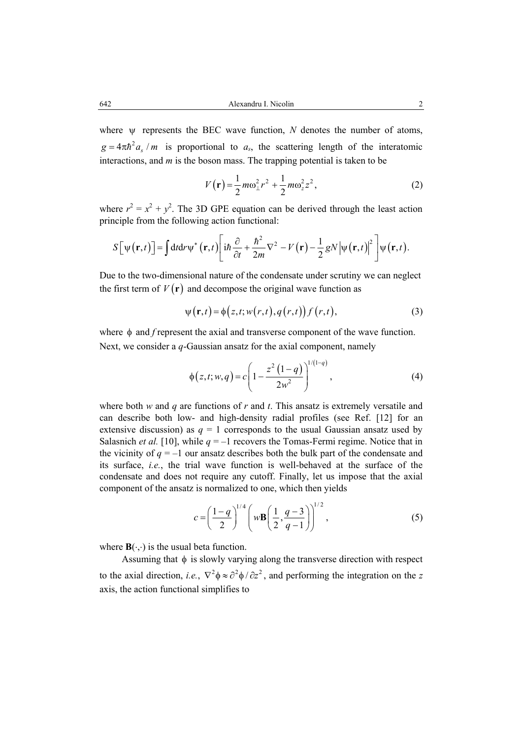where $\psi$ represents the BEC wave function, $N$ denotes the number of atoms, $g = 4\pi\hbar^2 a_s / m$ is proportional to $a_s$, the scattering length of the interatomic interactions, and $m$ is the boson mass. The trapping potential is taken to be

$$V(\mathbf{r}) = \frac{1}{2} m\omega_\perp^2 r^2 + \frac{1}{2} m\omega_z^2 z^2, \tag{2}$$

where $r^2 = x^2 + y^2$. The 3D GPE equation can be derived through the least action principle from the following action functional:

$$S\left[\psi(\mathbf{r},t)\right] = \int \mathrm{d}t\mathrm{d}r\psi^*(\mathbf{r},t)\left[\mathrm{i}\hbar\frac{\partial}{\partial t} + \frac{\hbar^2}{2m}\nabla^2 - V(\mathbf{r}) - \frac{1}{2}gN\left|\psi(\mathbf{r},t)\right|^2\right]\psi(\mathbf{r},t).$$

Due to the two-dimensional nature of the condensate under scrutiny we can neglect the first term of $V(\mathbf{r})$ and decompose the original wave function as

$$\psi(\mathbf{r},t) = \phi\left(z,t;w(r,t),q(r,t)\right)f(r,t), \tag{3}$$

where $\phi$ and $f$ represent the axial and transverse component of the wave function. Next, we consider a $q$-Gaussian ansatz for the axial component, namely

$$\phi(z,t;w,q) = c\left(1 - \frac{z^2(1-q)}{2w^2}\right)^{1/(1-q)}, \tag{4}$$

where both $w$ and $q$ are functions of $r$ and $t$. This ansatz is extremely versatile and can describe both low- and high-density radial profiles (see Ref. [12] for an extensive discussion) as $q = 1$ corresponds to the usual Gaussian ansatz used by Salasnich *et al.* [10], while $q = -1$ recovers the Tomas-Fermi regime. Notice that in the vicinity of $q = -1$ our ansatz describes both the bulk part of the condensate and its surface, *i.e.*, the trial wave function is well-behaved at the surface of the condensate and does not require any cutoff. Finally, let us impose that the axial component of the ansatz is normalized to one, which then yields

$$c = \left(\frac{1-q}{2}\right)^{1/4}\left(w\mathbf{B}\left(\frac{1}{2},\frac{q-3}{q-1}\right)\right)^{1/2}, \tag{5}$$

where $\mathbf{B}(\cdot,\cdot)$ is the usual beta function.

Assuming that $\phi$ is slowly varying along the transverse direction with respect to the axial direction, *i.e.*, $\nabla^2\phi \approx \partial^2\phi/\partial z^2$, and performing the integration on the $z$ axis, the action functional simplifies to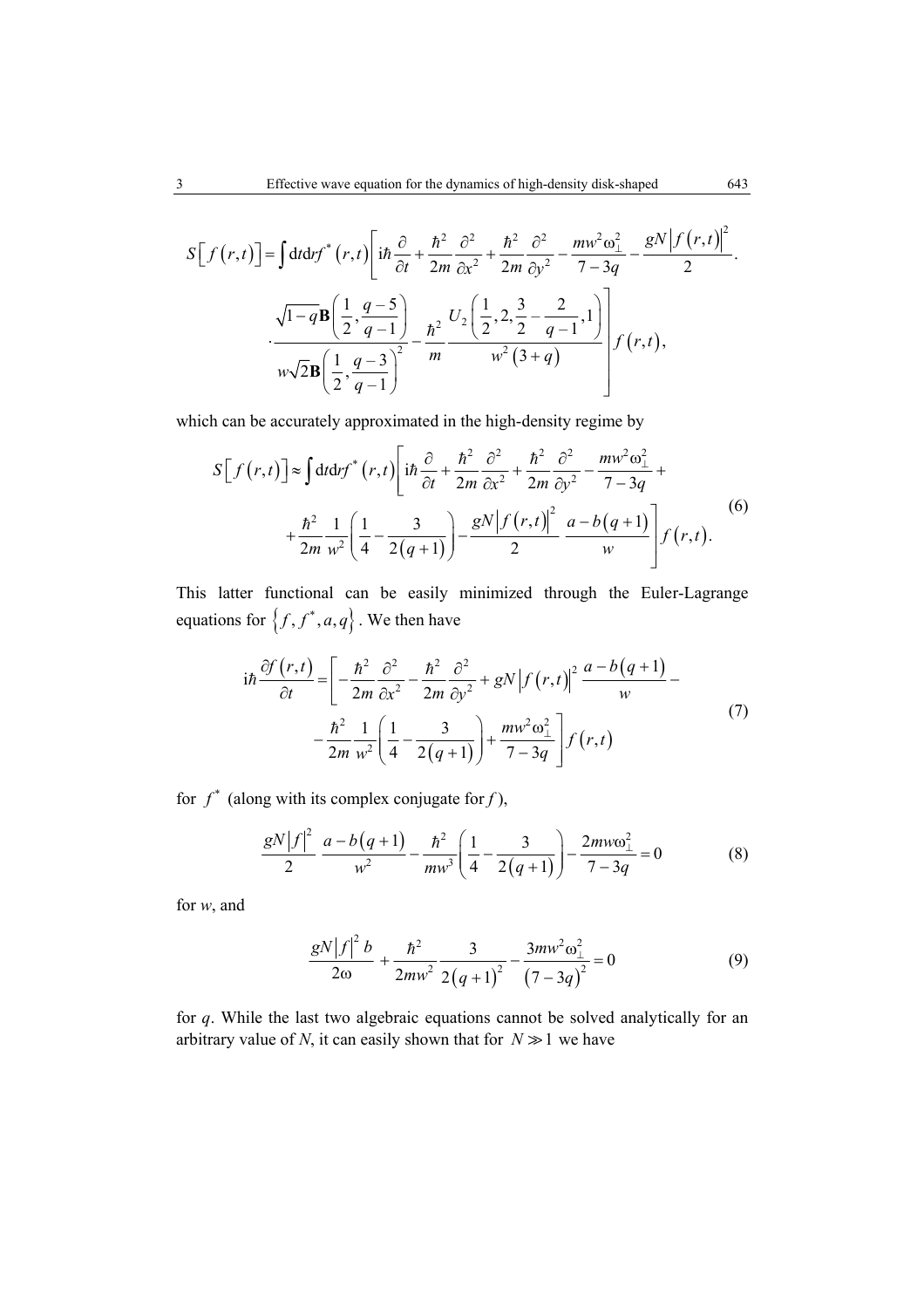$$S\left[f(r,t)\right] = \int \mathrm{d}t\mathrm{d}r f^*(r,t)\left[\mathrm{i}\hbar\frac{\partial}{\partial t} + \frac{\hbar^2}{2m}\frac{\partial^2}{\partial x^2} + \frac{\hbar^2}{2m}\frac{\partial^2}{\partial y^2} - \frac{mw^2\omega_\perp^2}{7-3q} - \frac{gN\left|f(r,t)\right|^2}{2}\cdot\right.$$

$$\left.\cdot\frac{\sqrt{1-q}\,\mathbf{B}\left(\frac{1}{2},\frac{q-5}{q-1}\right)}{w\sqrt{2}\,\mathbf{B}\left(\frac{1}{2},\frac{q-3}{q-1}\right)^2} - \frac{\hbar^2}{m}\frac{U_2\left(\frac{1}{2},2,\frac{3}{2}-\frac{2}{q-1},1\right)}{w^2(3+q)}\right]f(r,t),$$

which can be accurately approximated in the high-density regime by

$$\begin{aligned} S\left[f(r,t)\right] \approx \int \mathrm{d}t\mathrm{d}r f^*(r,t)&\left[\mathrm{i}\hbar\frac{\partial}{\partial t} + \frac{\hbar^2}{2m}\frac{\partial^2}{\partial x^2} + \frac{\hbar^2}{2m}\frac{\partial^2}{\partial y^2} - \frac{mw^2\omega_\perp^2}{7-3q} + \right. \\ &\left. + \frac{\hbar^2}{2m}\frac{1}{w^2}\left(\frac{1}{4} - \frac{3}{2(q+1)}\right) - \frac{gN\left|f(r,t)\right|^2}{2}\frac{a-b(q+1)}{w}\right]f(r,t). \end{aligned} \tag{6}$$

This latter functional can be easily minimized through the Euler-Lagrange equations for $\{f, f^*, a, q\}$. We then have

$$\begin{aligned} \mathrm{i}\hbar\frac{\partial f(r,t)}{\partial t} = &\left[-\frac{\hbar^2}{2m}\frac{\partial^2}{\partial x^2} - \frac{\hbar^2}{2m}\frac{\partial^2}{\partial y^2} + gN\left|f(r,t)\right|^2\frac{a-b(q+1)}{w} - \right. \\ &\left. -\frac{\hbar^2}{2m}\frac{1}{w^2}\left(\frac{1}{4} - \frac{3}{2(q+1)}\right) + \frac{mw^2\omega_\perp^2}{7-3q}\right]f(r,t) \end{aligned} \tag{7}$$

for $f^*$ (along with its complex conjugate for $f$),

$$\frac{gN|f|^2}{2}\frac{a-b(q+1)}{w^2} - \frac{\hbar^2}{mw^3}\left(\frac{1}{4} - \frac{3}{2(q+1)}\right) - \frac{2mw\omega_\perp^2}{7-3q} = 0 \tag{8}$$

for $w$, and

$$\frac{gN|f|^2 b}{2\omega} + \frac{\hbar^2}{2mw^2}\frac{3}{2(q+1)^2} - \frac{3mw^2\omega_\perp^2}{(7-3q)^2} = 0 \tag{9}$$

for $q$. While the last two algebraic equations cannot be solved analytically for an arbitrary value of $N$, it can easily shown that for $N \gg 1$ we have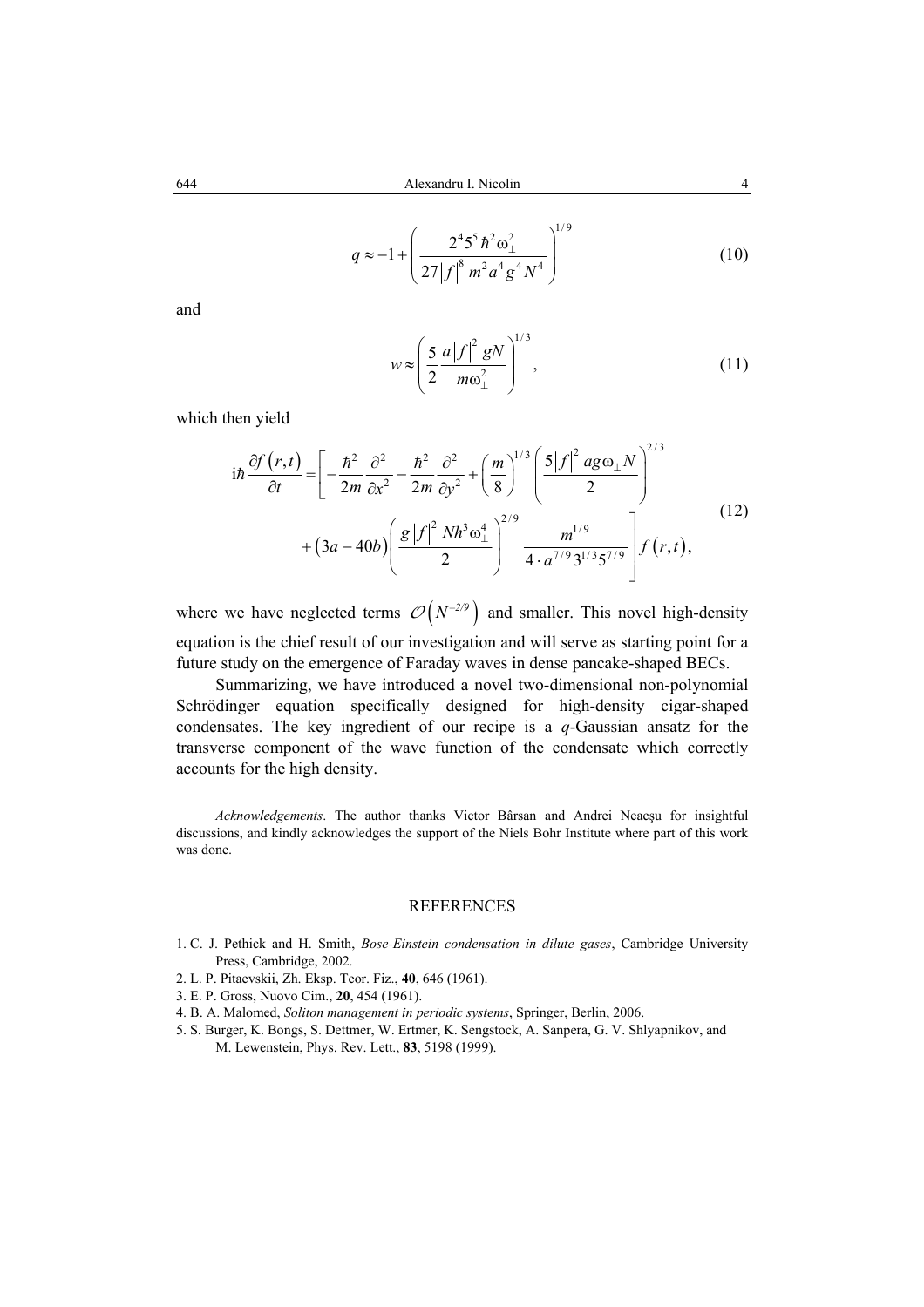$$q \approx -1 + \left( \frac{2^4 5^5 \hbar^2 \omega_\perp^2}{27|f|^8 m^2 a^4 g^4 N^4} \right)^{1/9} \tag{10}$$

and

$$w \approx \left( \frac{5}{2} \frac{a|f|^2 gN}{m\omega_\perp^2} \right)^{1/3}, \tag{11}$$

which then yield

$$\begin{aligned} \mathrm{i}\hbar \frac{\partial f(r,t)}{\partial t} = \Bigg[ & -\frac{\hbar^2}{2m}\frac{\partial^2}{\partial x^2} - \frac{\hbar^2}{2m}\frac{\partial^2}{\partial y^2} + \left(\frac{m}{8}\right)^{1/3} \left( \frac{5|f|^2 ag\omega_\perp N}{2} \right)^{2/3} \\ & + (3a - 40b) \left( \frac{g|f|^2 Nh^3 \omega_\perp^4}{2} \right)^{2/9} \frac{m^{1/9}}{4 \cdot a^{7/9} 3^{1/3} 5^{7/9}} \Bigg] f(r,t), \end{aligned} \tag{12}$$

where we have neglected terms $\mathcal{O}\left(N^{-2/9}\right)$ and smaller. This novel high-density equation is the chief result of our investigation and will serve as starting point for a future study on the emergence of Faraday waves in dense pancake-shaped BECs.

Summarizing, we have introduced a novel two-dimensional non-polynomial Schrödinger equation specifically designed for high-density cigar-shaped condensates. The key ingredient of our recipe is a $q$-Gaussian ansatz for the transverse component of the wave function of the condensate which correctly accounts for the high density.

*Acknowledgements*. The author thanks Victor Bârsan and Andrei Neacşu for insightful discussions, and kindly acknowledges the support of the Niels Bohr Institute where part of this work was done.

## REFERENCES

1. C. J. Pethick and H. Smith, *Bose-Einstein condensation in dilute gases*, Cambridge University Press, Cambridge, 2002.
2. L. P. Pitaevskii, Zh. Eksp. Teor. Fiz., **40**, 646 (1961).
3. E. P. Gross, Nuovo Cim., **20**, 454 (1961).
4. B. A. Malomed, *Soliton management in periodic systems*, Springer, Berlin, 2006.
5. S. Burger, K. Bongs, S. Dettmer, W. Ertmer, K. Sengstock, A. Sanpera, G. V. Shlyapnikov, and M. Lewenstein, Phys. Rev. Lett., **83**, 5198 (1999).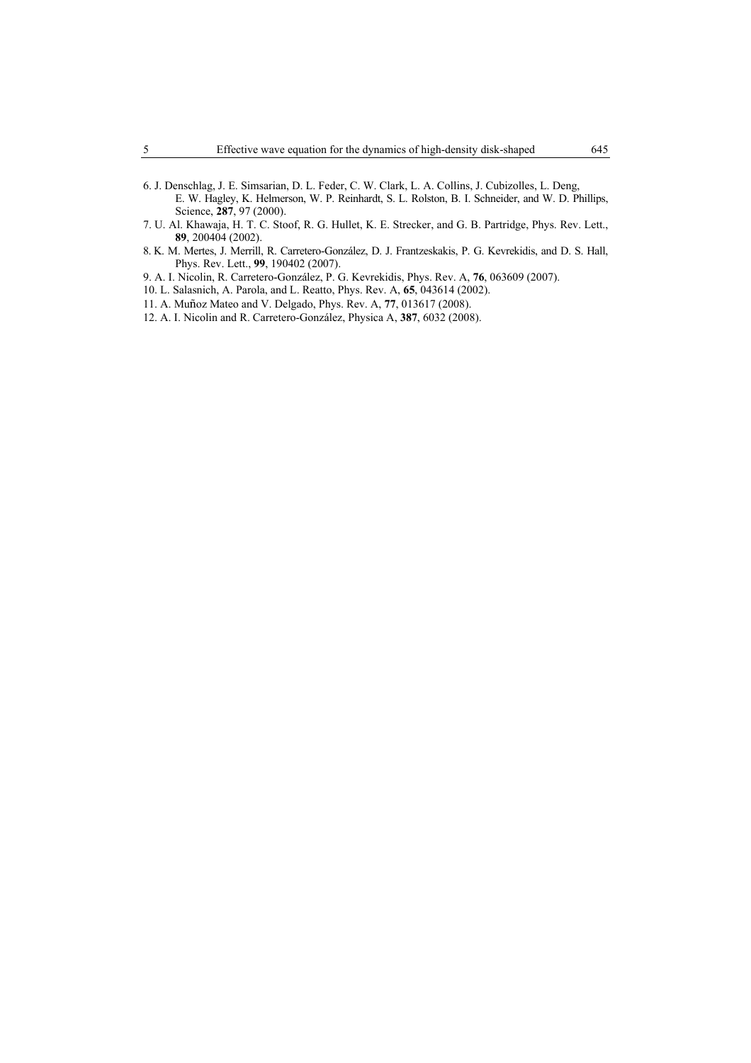6. J. Denschlag, J. E. Simsarian, D. L. Feder, C. W. Clark, L. A. Collins, J. Cubizolles, L. Deng, E. W. Hagley, K. Helmerson, W. P. Reinhardt, S. L. Rolston, B. I. Schneider, and W. D. Phillips, Science, **287**, 97 (2000).
7. U. Al. Khawaja, H. T. C. Stoof, R. G. Hullet, K. E. Strecker, and G. B. Partridge, Phys. Rev. Lett., **89**, 200404 (2002).
8. K. M. Mertes, J. Merrill, R. Carretero-González, D. J. Frantzeskakis, P. G. Kevrekidis, and D. S. Hall, Phys. Rev. Lett., **99**, 190402 (2007).
9. A. I. Nicolin, R. Carretero-González, P. G. Kevrekidis, Phys. Rev. A, **76**, 063609 (2007).
10. L. Salasnich, A. Parola, and L. Reatto, Phys. Rev. A, **65**, 043614 (2002).
11. A. Muñoz Mateo and V. Delgado, Phys. Rev. A, **77**, 013617 (2008).
12. A. I. Nicolin and R. Carretero-González, Physica A, **387**, 6032 (2008).